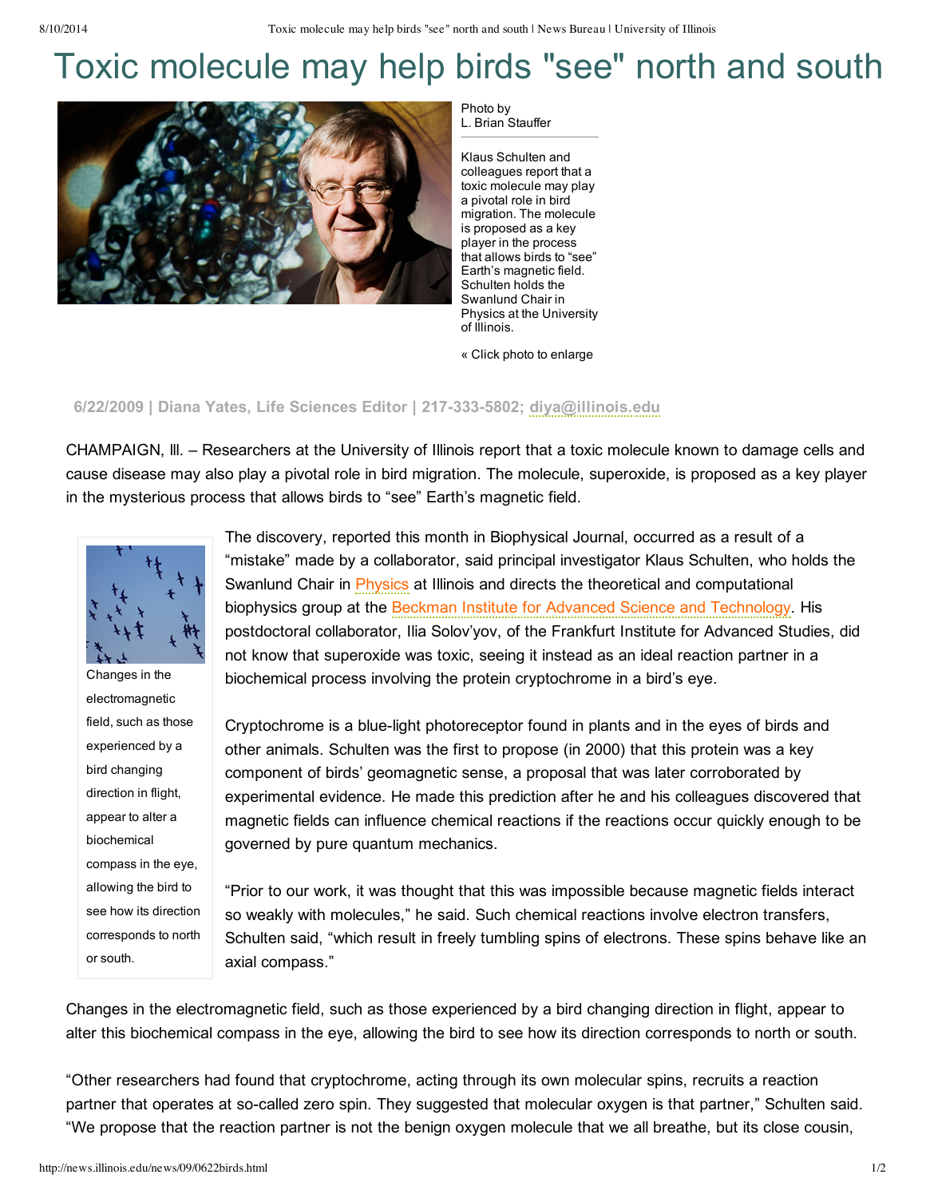# Toxic molecule may help birds "see" north and south

Photo by
L. Brian Stauffer

Klaus Schulten and colleagues report that a toxic molecule may play a pivotal role in bird migration. The molecule is proposed as a key player in the process that allows birds to "see" Earth's magnetic field. Schulten holds the Swanlund Chair in Physics at the University of Illinois.

« Click photo to enlarge

**6/22/2009 | Diana Yates, Life Sciences Editor | 217-333-5802; diya@illinois.edu**

CHAMPAIGN, Ill. – Researchers at the University of Illinois report that a toxic molecule known to damage cells and cause disease may also play a pivotal role in bird migration. The molecule, superoxide, is proposed as a key player in the mysterious process that allows birds to "see" Earth's magnetic field.

Changes in the electromagnetic field, such as those experienced by a bird changing direction in flight, appear to alter a biochemical compass in the eye, allowing the bird to see how its direction corresponds to north or south.

The discovery, reported this month in Biophysical Journal, occurred as a result of a "mistake" made by a collaborator, said principal investigator Klaus Schulten, who holds the Swanlund Chair in Physics at Illinois and directs the theoretical and computational biophysics group at the Beckman Institute for Advanced Science and Technology. His postdoctoral collaborator, Ilia Solov'yov, of the Frankfurt Institute for Advanced Studies, did not know that superoxide was toxic, seeing it instead as an ideal reaction partner in a biochemical process involving the protein cryptochrome in a bird's eye.

Cryptochrome is a blue-light photoreceptor found in plants and in the eyes of birds and other animals. Schulten was the first to propose (in 2000) that this protein was a key component of birds' geomagnetic sense, a proposal that was later corroborated by experimental evidence. He made this prediction after he and his colleagues discovered that magnetic fields can influence chemical reactions if the reactions occur quickly enough to be governed by pure quantum mechanics.

"Prior to our work, it was thought that this was impossible because magnetic fields interact so weakly with molecules," he said. Such chemical reactions involve electron transfers, Schulten said, "which result in freely tumbling spins of electrons. These spins behave like an axial compass."

Changes in the electromagnetic field, such as those experienced by a bird changing direction in flight, appear to alter this biochemical compass in the eye, allowing the bird to see how its direction corresponds to north or south.

"Other researchers had found that cryptochrome, acting through its own molecular spins, recruits a reaction partner that operates at so-called zero spin. They suggested that molecular oxygen is that partner," Schulten said. "We propose that the reaction partner is not the benign oxygen molecule that we all breathe, but its close cousin,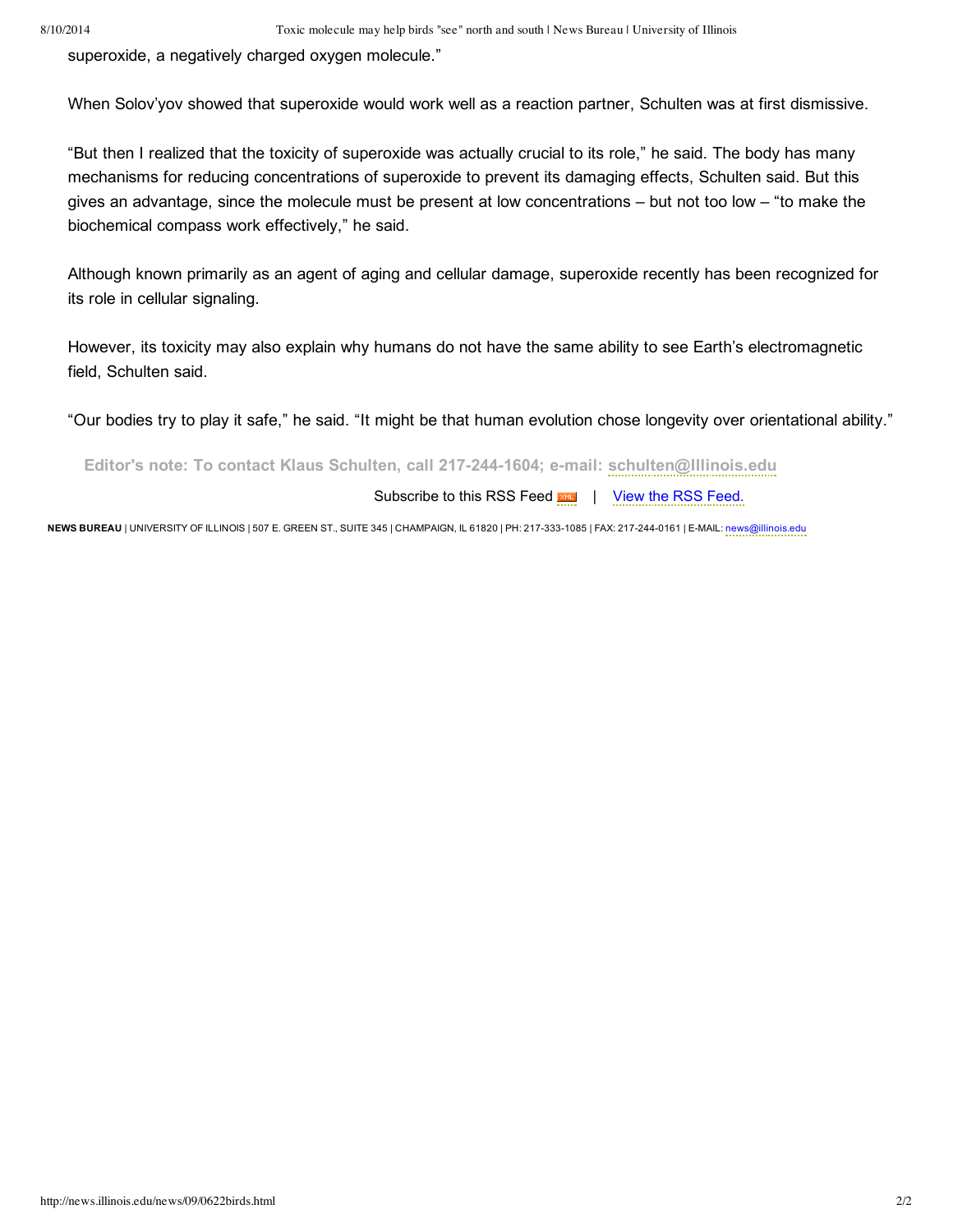superoxide, a negatively charged oxygen molecule."

When Solov'yov showed that superoxide would work well as a reaction partner, Schulten was at first dismissive.

"But then I realized that the toxicity of superoxide was actually crucial to its role," he said. The body has many mechanisms for reducing concentrations of superoxide to prevent its damaging effects, Schulten said. But this gives an advantage, since the molecule must be present at low concentrations – but not too low – "to make the biochemical compass work effectively," he said.

Although known primarily as an agent of aging and cellular damage, superoxide recently has been recognized for its role in cellular signaling.

However, its toxicity may also explain why humans do not have the same ability to see Earth's electromagnetic field, Schulten said.

"Our bodies try to play it safe," he said. "It might be that human evolution chose longevity over orientational ability."

**Editor's note: To contact Klaus Schulten, call 217-244-1604; e-mail: schulten@Illinois.edu**

Subscribe to this RSS Feed | View the RSS Feed.

**NEWS BUREAU** | UNIVERSITY OF ILLINOIS | 507 E. GREEN ST., SUITE 345 | CHAMPAIGN, IL 61820 | PH: 217-333-1085 | FAX: 217-244-0161 | E-MAIL: news@illinois.edu